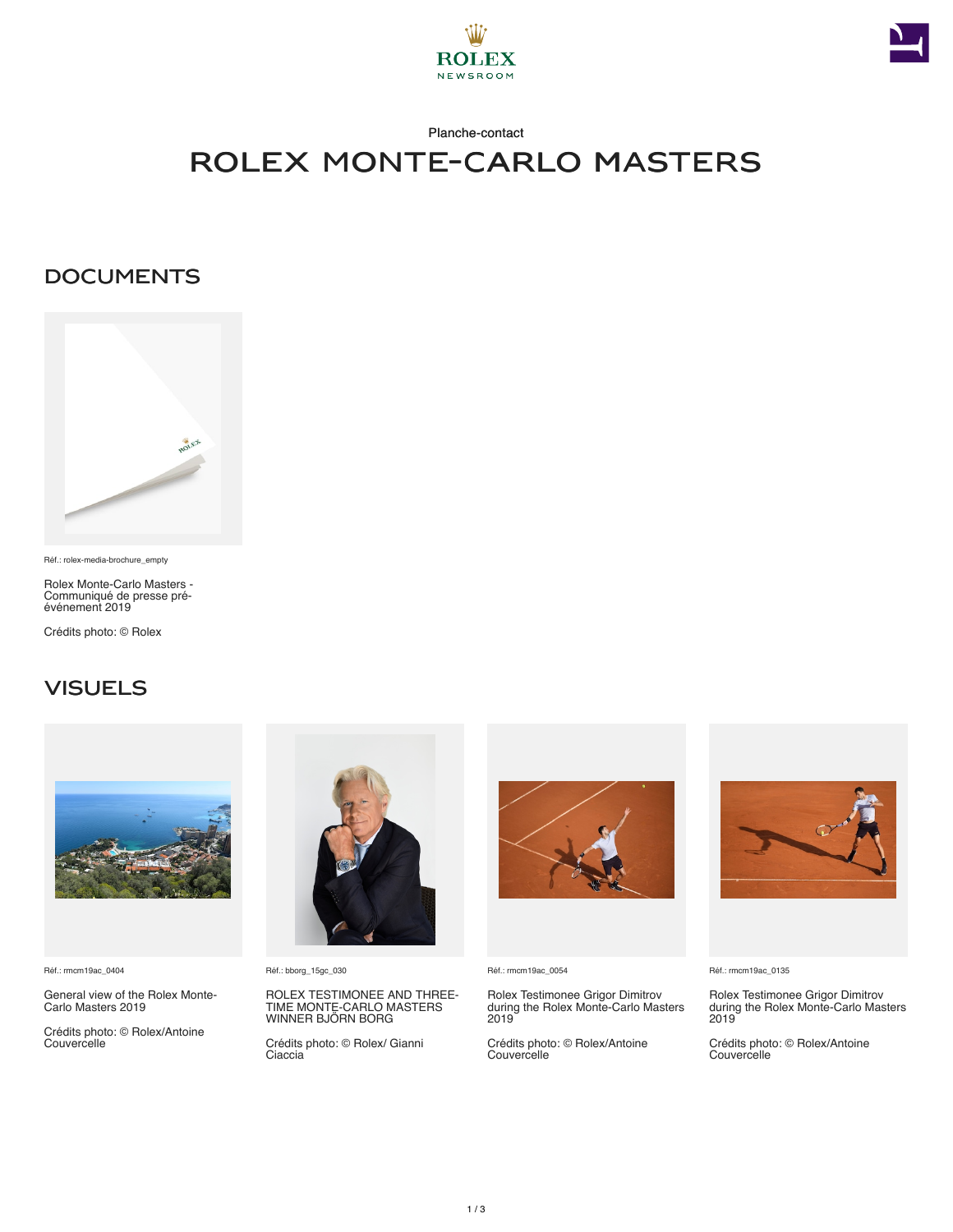Planche-contact

# ROLEX MONTE-CARLO MASTERS

## DOCUMENTS

Réf.: rolex-media-brochure_empty

Rolex Monte-Carlo Masters - Communiqué de presse pré-événement 2019

Crédits photo: © Rolex

## VISUELS

Réf.: rmcm19ac_0404

General view of the Rolex Monte-Carlo Masters 2019

Crédits photo: © Rolex/Antoine Couvercelle

Réf.: bborg_15gc_030

ROLEX TESTIMONEE AND THREE-TIME MONTE-CARLO MASTERS WINNER BJÖRN BORG

Crédits photo: © Rolex/ Gianni Ciaccia

Réf.: rmcm19ac_0054

Rolex Testimonee Grigor Dimitrov during the Rolex Monte-Carlo Masters 2019

Crédits photo: © Rolex/Antoine Couvercelle

Réf.: rmcm19ac_0135

Rolex Testimonee Grigor Dimitrov during the Rolex Monte-Carlo Masters 2019

Crédits photo: © Rolex/Antoine Couvercelle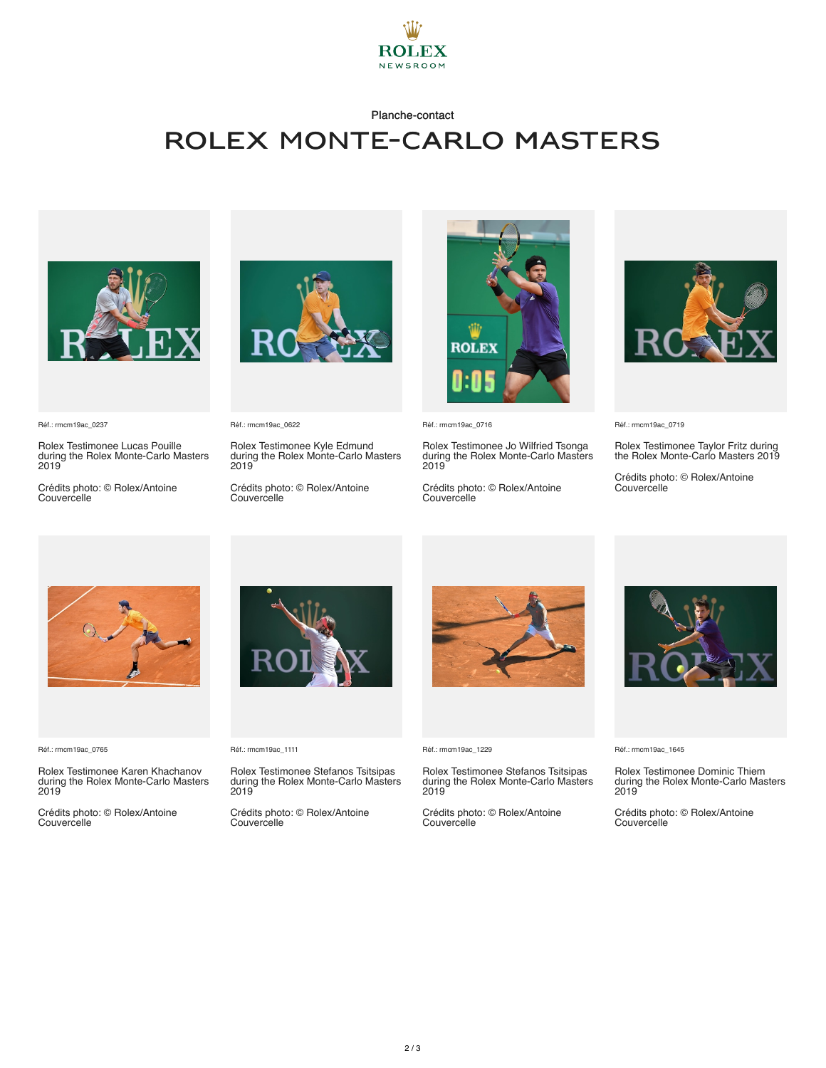ROLEX
NEWSROOM

Planche-contact

# ROLEX MONTE-CARLO MASTERS

Réf.: rmcm19ac_0237

Rolex Testimonee Lucas Pouille during the Rolex Monte-Carlo Masters 2019

Crédits photo: © Rolex/Antoine Couvercelle

Réf.: rmcm19ac_0622

Rolex Testimonee Kyle Edmund during the Rolex Monte-Carlo Masters 2019

Crédits photo: © Rolex/Antoine Couvercelle

Réf.: rmcm19ac_0716

Rolex Testimonee Jo Wilfried Tsonga during the Rolex Monte-Carlo Masters 2019

Crédits photo: © Rolex/Antoine Couvercelle

Réf.: rmcm19ac_0719

Rolex Testimonee Taylor Fritz during the Rolex Monte-Carlo Masters 2019

Crédits photo: © Rolex/Antoine Couvercelle

Réf.: rmcm19ac_0765

Rolex Testimonee Karen Khachanov during the Rolex Monte-Carlo Masters 2019

Crédits photo: © Rolex/Antoine Couvercelle

Réf.: rmcm19ac_1111

Rolex Testimonee Stefanos Tsitsipas during the Rolex Monte-Carlo Masters 2019

Crédits photo: © Rolex/Antoine Couvercelle

Réf.: rmcm19ac_1229

Rolex Testimonee Stefanos Tsitsipas during the Rolex Monte-Carlo Masters 2019

Crédits photo: © Rolex/Antoine Couvercelle

Réf.: rmcm19ac_1645

Rolex Testimonee Dominic Thiem during the Rolex Monte-Carlo Masters 2019

Crédits photo: © Rolex/Antoine Couvercelle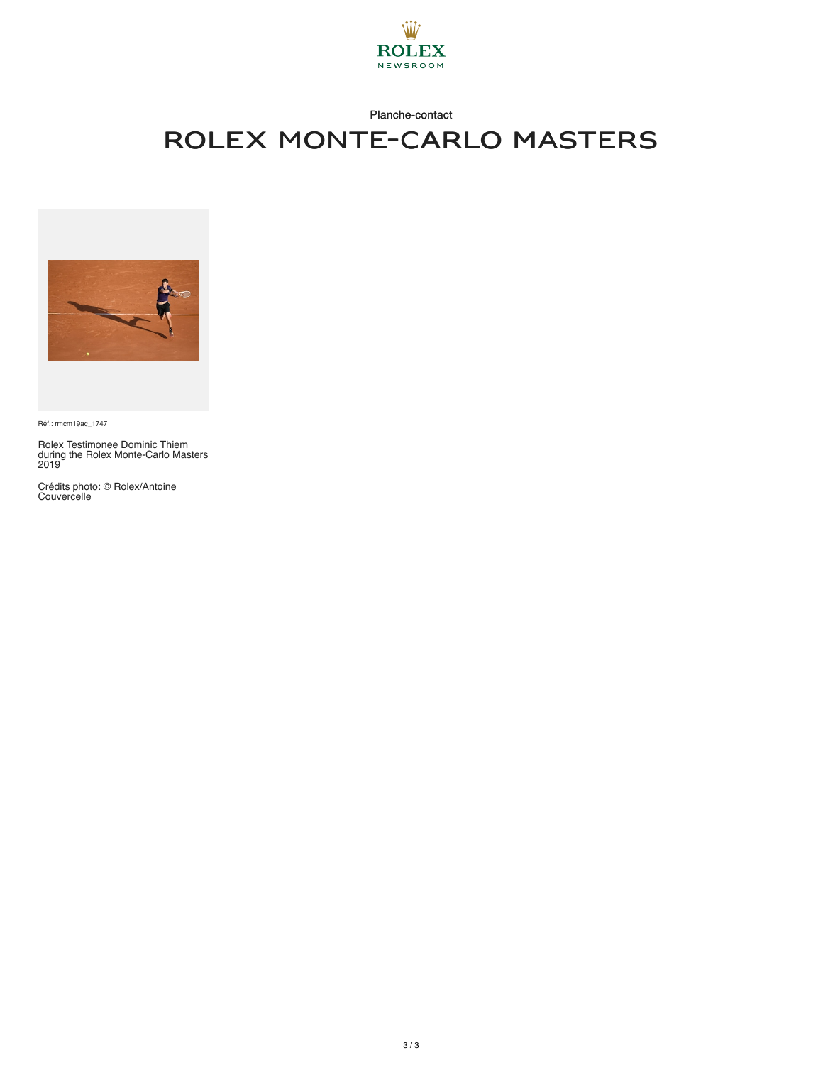Planche-contact

# ROLEX MONTE-CARLO MASTERS

Réf.: rmcm19ac_1747

Rolex Testimonee Dominic Thiem during the Rolex Monte-Carlo Masters 2019

Crédits photo: © Rolex/Antoine Couvercelle